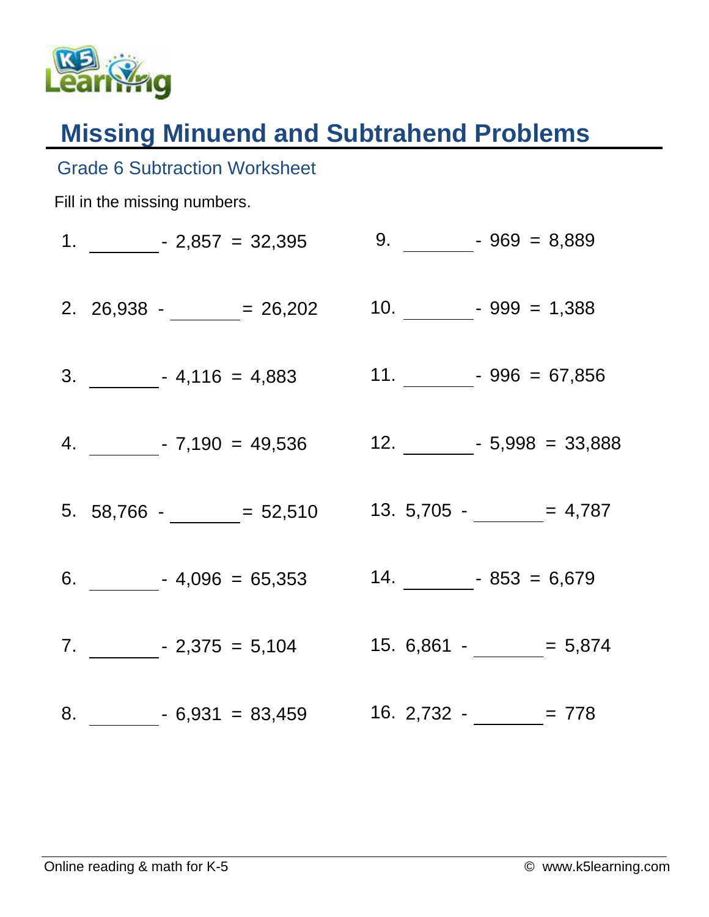# Missing Minuend and Subtrahend Problems

## Grade 6 Subtraction Worksheet

Fill in the missing numbers.

1. ______ - 2,857 = 32,395
2. 26,938 - ______ = 26,202
3. ______ - 4,116 = 4,883
4. ______ - 7,190 = 49,536
5. 58,766 - ______ = 52,510
6. ______ - 4,096 = 65,353
7. ______ - 2,375 = 5,104
8. ______ - 6,931 = 83,459
9. ______ - 969 = 8,889
10. ______ - 999 = 1,388
11. ______ - 996 = 67,856
12. ______ - 5,998 = 33,888
13. 5,705 - ______ = 4,787
14. ______ - 853 = 6,679
15. 6,861 - ______ = 5,874
16. 2,732 - ______ = 778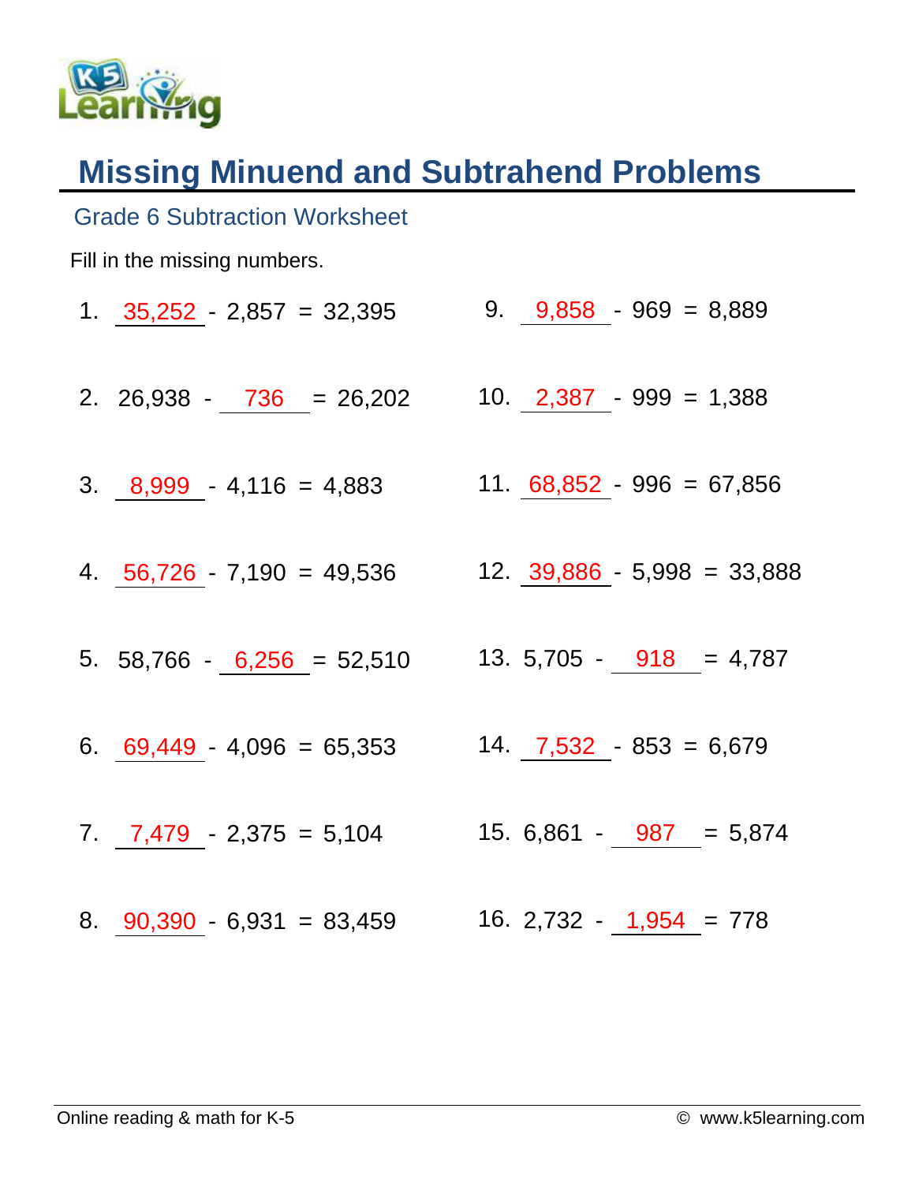# Missing Minuend and Subtrahend Problems

## Grade 6 Subtraction Worksheet

Fill in the missing numbers.

1. 35,252 - 2,857 = 32,395
2. 26,938 - 736 = 26,202
3. 8,999 - 4,116 = 4,883
4. 56,726 - 7,190 = 49,536
5. 58,766 - 6,256 = 52,510
6. 69,449 - 4,096 = 65,353
7. 7,479 - 2,375 = 5,104
8. 90,390 - 6,931 = 83,459
9. 9,858 - 969 = 8,889
10. 2,387 - 999 = 1,388
11. 68,852 - 996 = 67,856
12. 39,886 - 5,998 = 33,888
13. 5,705 - 918 = 4,787
14. 7,532 - 853 = 6,679
15. 6,861 - 987 = 5,874
16. 2,732 - 1,954 = 778